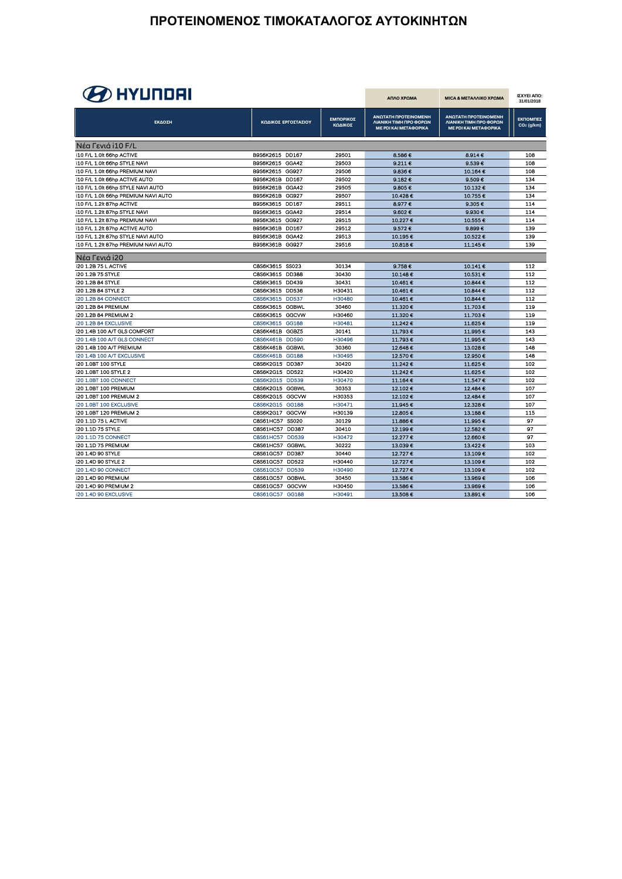# ΠΡΟΤΕΙΝΟΜΕΝΟΣ ΤΙΜΟΚΑΤΑΛΟΓΟΣ ΑΥΤΟΚΙΝΗΤΩΝ

HYUNDAI

ΙΣΧΥΕΙ ΑΠΟ: 31/01/2018

| ΕΚΔΟΣΗ | ΚΩΔΙΚΟΣ ΕΡΓΟΣΤΑΣΙΟΥ | ΕΜΠΟΡΙΚΟΣ ΚΩΔΙΚΟΣ | ΑΠΛΟ ΧΡΩΜΑ ΑΝΩΤΑΤΗ ΠΡΟΤΕΙΝΟΜΕΝΗ ΛΙΑΝΙΚΗ ΤΙΜΗ ΠΡΟ ΦΟΡΩΝ ΜΕ PDI ΚΑΙ ΜΕΤΑΦΟΡΙΚΑ | MICA & ΜΕΤΑΛΛΙΚΟ ΧΡΩΜΑ ΑΝΩΤΑΤΗ ΠΡΟΤΕΙΝΟΜΕΝΗ ΛΙΑΝΙΚΗ ΤΙΜΗ ΠΡΟ ΦΟΡΩΝ ΜΕ PDI ΚΑΙ ΜΕΤΑΦΟΡΙΚΑ | ΕΚΠΟΜΠΕΣ $CO_2$ (g/km) |
|---|---|---|---|---|---|
| **Νέα Γενιά i10 F/L** | | | | | |
| i10 F/L 1.0lt 66hp ACTIVE | B9S6K2615 DD167 | 29501 | 8.586 € | 8.914 € | 108 |
| i10 F/L 1.0lt 66hp STYLE NAVI | B9S6K2615 GGA42 | 29503 | 9.211 € | 9.539 € | 108 |
| i10 F/L 1.0lt 66hp PREMIUM NAVI | B9S6K2615 GG927 | 29506 | 9.836 € | 10.164 € | 108 |
| i10 F/L 1.0lt 66hp ACTIVE AUTO | B9S6K261B DD167 | 29502 | 9.182 € | 9.509 € | 134 |
| i10 F/L 1.0lt 66hp STYLE NAVI AUTO | B9S6K261B GGA42 | 29505 | 9.805 € | 10.132 € | 134 |
| i10 F/L 1.0lt 66hp PREMIUM NAVI AUTO | B9S6K261B GG927 | 29507 | 10.428 € | 10.755 € | 134 |
| i10 F/L 1.2lt 87hp ACTIVE | B9S6K3615 DD167 | 29511 | 8.977 € | 9.305 € | 114 |
| i10 F/L 1.2lt 87hp STYLE NAVI | B9S6K3615 GGA42 | 29514 | 9.602 € | 9.930 € | 114 |
| i10 F/L 1.2lt 87hp PREMIUM NAVI | B9S6K3615 GG927 | 29515 | 10.227 € | 10.555 € | 114 |
| i10 F/L 1.2lt 87hp ACTIVE AUTO | B9S6K361B DD167 | 29512 | 9.572 € | 9.899 € | 139 |
| i10 F/L 1.2lt 87hp STYLE NAVI AUTO | B9S6K361B GGA42 | 29513 | 10.195 € | 10.522 € | 139 |
| i10 F/L 1.2lt 87hp PREMIUM NAVI AUTO | B9S6K361B GG927 | 29516 | 10.818 € | 11.145 € | 139 |
| **Νέα Γενιά i20** | | | | | |
| i20 1.2B 75 L ACTIVE | C8S6K3615 SS023 | 30134 | 9.758 € | 10.141 € | 112 |
| i20 1.2B 75 STYLE | C8S6K3615 DD388 | 30430 | 10.148 € | 10.531 € | 112 |
| i20 1.2B 84 STYLE | C8S6K3615 DD439 | 30431 | 10.461 € | 10.844 € | 112 |
| i20 1.2B 84 STYLE 2 | C8S6K3615 DD536 | H30431 | 10.461 € | 10.844 € | 112 |
| i20 1.2B 84 CONNECT | C8S6K3615 DD537 | H30480 | 10.461 € | 10.844 € | 112 |
| i20 1.2B 84 PREMIUM | C8S6K3615 GGBWL | 30460 | 11.320 € | 11.703 € | 119 |
| i20 1.2B 84 PREMIUM 2 | C8S6K3615 GGCVW | H30460 | 11.320 € | 11.703 € | 119 |
| i20 1.2B 84 EXCLUSIVE | C8S6K3615 GG188 | H30481 | 11.242 € | 11.625 € | 119 |
| i20 1.4B 100 A/T GLS COMFORT | C8S6K461B GGBZ5 | 30141 | 11.793 € | 11.995 € | 143 |
| i20 1.4B 100 A/T GLS CONNECT | C8S6K461B DD590 | H30496 | 11.793 € | 11.995 € | 143 |
| i20 1.4B 100 A/T PREMIUM | C8S6K461B GGBWL | 30360 | 12.648 € | 13.028 € | 148 |
| i20 1.4B 100 A/T EXCLUSIVE | C8S6K461B GG188 | H30495 | 12.570 € | 12.950 € | 148 |
| i20 1.0BT 100 STYLE | C8S6K2G15 DD387 | 30420 | 11.242 € | 11.625 € | 102 |
| i20 1.0BT 100 STYLE 2 | C8S6K2G15 DD522 | H30420 | 11.242 € | 11.625 € | 102 |
| i20 1.0BT 100 CONNECT | C8S6K2G15 DD539 | H30470 | 11.164 € | 11.547 € | 102 |
| i20 1.0BT 100 PREMIUM | C8S6K2G15 GGBWL | 30353 | 12.102 € | 12.484 € | 107 |
| i20 1.0BT 100 PREMIUM 2 | C8S6K2G15 GGCVW | H30353 | 12.102 € | 12.484 € | 107 |
| i20 1.0BT 100 EXCLUSIVE | C8S6K2G15 GG188 | H30471 | 11.945 € | 12.328 € | 107 |
| i20 1.0BT 120 PREMIUM 2 | C8S6K2G17 GGCVW | H30139 | 12.805 € | 13.188 € | 115 |
| i20 1.1D 75 L ACTIVE | C8S61HC57 SS020 | 30129 | 11.886 € | 11.995 € | 97 |
| i20 1.1D 75 STYLE | C8S61HC57 DD387 | 30410 | 12.199 € | 12.582 € | 97 |
| i20 1.1D 75 CONNECT | C8S61HC57 DD539 | H30472 | 12.277 € | 12.660 € | 97 |
| i20 1.1D 75 PREMIUM | C8S61HC57 GGBWL | 30222 | 13.039 € | 13.422 € | 103 |
| i20 1.4D 90 STYLE | C8S61GC57 DD387 | 30440 | 12.727 € | 13.109 € | 102 |
| i20 1.4D 90 STYLE 2 | C8S61GC57 DD522 | H30440 | 12.727 € | 13.109 € | 102 |
| i20 1.4D 90 CONNECT | C8S61GC57 DD539 | H30490 | 12.727 € | 13.109 € | 102 |
| i20 1.4D 90 PREMIUM | C8S61GC57 GGBWL | 30450 | 13.586 € | 13.969 € | 106 |
| i20 1.4D 90 PREMIUM 2 | C8S61GC57 GGCVW | H30450 | 13.586 € | 13.969 € | 106 |
| i20 1.4D 90 EXCLUSIVE | C8S61GC57 GG188 | H30491 | 13.508 € | 13.891 € | 106 |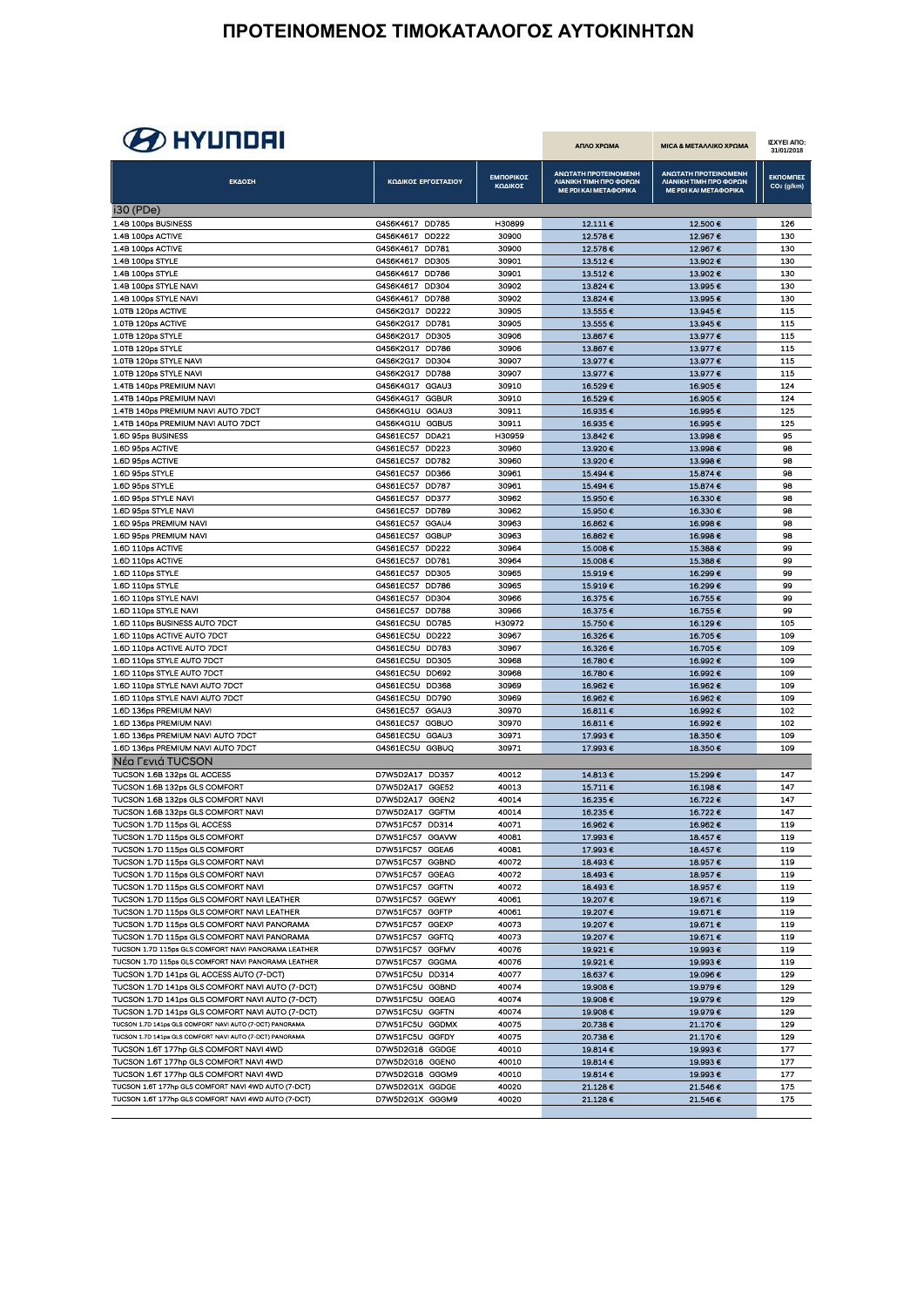# ΠΡΟΤΕΙΝΟΜΕΝΟΣ ΤΙΜΟΚΑΤΑΛΟΓΟΣ ΑΥΤΟΚΙΝΗΤΩΝ

## HYUNDAI

| ΕΚΔΟΣΗ | ΚΩΔΙΚΟΣ ΕΡΓΟΣΤΑΣΙΟΥ | ΕΜΠΟΡΙΚΟΣ ΚΩΔΙΚΟΣ | ΑΠΛΟ ΧΡΩΜΑ<br>ΑΝΩΤΑΤΗ ΠΡΟΤΕΙΝΟΜΕΝΗ ΛΙΑΝΙΚΗ ΤΙΜΗ ΠΡΟ ΦΟΡΩΝ ΜΕ PDI ΚΑΙ ΜΕΤΑΦΟΡΙΚΑ | MICA & ΜΕΤΑΛΛΙΚΟ ΧΡΩΜΑ<br>ΑΝΩΤΑΤΗ ΠΡΟΤΕΙΝΟΜΕΝΗ ΛΙΑΝΙΚΗ ΤΙΜΗ ΠΡΟ ΦΟΡΩΝ ΜΕ PDI ΚΑΙ ΜΕΤΑΦΟΡΙΚΑ | ΙΣΧΥΕΙ ΑΠΟ: 31/01/2018<br>ΕΚΠΟΜΠΕΣ $CO_2$ (g/km) |
|---|---|---|---|---|---|
| **i30 (PDe)** | | | | | |
| 1.4B 100ps BUSINESS | G4S6K4617 DD785 | H30899 | 12.111 € | 12.500 € | 126 |
| 1.4B 100ps ACTIVE | G4S6K4617 DD222 | 30900 | 12.578 € | 12.967 € | 130 |
| 1.4B 100ps ACTIVE | G4S6K4617 DD781 | 30900 | 12.578 € | 12.967 € | 130 |
| 1.4B 100ps STYLE | G4S6K4617 DD305 | 30901 | 13.512 € | 13.902 € | 130 |
| 1.4B 100ps STYLE | G4S6K4617 DD786 | 30901 | 13.512 € | 13.902 € | 130 |
| 1.4B 100ps STYLE NAVI | G4S6K4617 DD304 | 30902 | 13.824 € | 13.995 € | 130 |
| 1.4B 100ps STYLE NAVI | G4S6K4617 DD788 | 30902 | 13.824 € | 13.995 € | 130 |
| 1.0TB 120ps ACTIVE | G4S6K2G17 DD222 | 30905 | 13.555 € | 13.945 € | 115 |
| 1.0TB 120ps ACTIVE | G4S6K2G17 DD781 | 30905 | 13.555 € | 13.945 € | 115 |
| 1.0TB 120ps STYLE | G4S6K2G17 DD305 | 30906 | 13.867 € | 13.977 € | 115 |
| 1.0TB 120ps STYLE | G4S6K2G17 DD786 | 30906 | 13.867 € | 13.977 € | 115 |
| 1.0TB 120ps STYLE NAVI | G4S6K2G17 DD304 | 30907 | 13.977 € | 13.977 € | 115 |
| 1.0TB 120ps STYLE NAVI | G4S6K2G17 DD788 | 30907 | 13.977 € | 13.977 € | 115 |
| 1.4TB 140ps PREMIUM NAVI | G4S6K4G17 GGAU3 | 30910 | 16.529 € | 16.905 € | 124 |
| 1.4TB 140ps PREMIUM NAVI | G4S6K4G17 GGBUR | 30910 | 16.529 € | 16.905 € | 124 |
| 1.4TB 140ps PREMIUM NAVI AUTO 7DCT | G4S6K4G1U GGAU3 | 30911 | 16.935 € | 16.995 € | 125 |
| 1.4TB 140ps PREMIUM NAVI AUTO 7DCT | G4S6K4G1U GGBUS | 30911 | 16.935 € | 16.995 € | 125 |
| 1.6D 95ps BUSINESS | G4S61EC57 DDA21 | H30959 | 13.842 € | 13.998 € | 95 |
| 1.6D 95ps ACTIVE | G4S61EC57 DD223 | 30960 | 13.920 € | 13.998 € | 98 |
| 1.6D 95ps ACTIVE | G4S61EC57 DD782 | 30960 | 13.920 € | 13.998 € | 98 |
| 1.6D 95ps STYLE | G4S61EC57 DD366 | 30961 | 15.494 € | 15.874 € | 98 |
| 1.6D 95ps STYLE | G4S61EC57 DD787 | 30961 | 15.494 € | 15.874 € | 98 |
| 1.6D 95ps STYLE NAVI | G4S61EC57 DD377 | 30962 | 15.950 € | 16.330 € | 98 |
| 1.6D 95ps STYLE NAVI | G4S61EC57 DD789 | 30962 | 15.950 € | 16.330 € | 98 |
| 1.6D 95ps PREMIUM NAVI | G4S61EC57 GGAU4 | 30963 | 16.862 € | 16.998 € | 98 |
| 1.6D 95ps PREMIUM NAVI | G4S61EC57 GGBUP | 30963 | 16.862 € | 16.998 € | 98 |
| 1.6D 110ps ACTIVE | G4S61EC57 DD222 | 30964 | 15.008 € | 15.388 € | 99 |
| 1.6D 110ps ACTIVE | G4S61EC57 DD781 | 30964 | 15.008 € | 15.388 € | 99 |
| 1.6D 110ps STYLE | G4S61EC57 DD305 | 30965 | 15.919 € | 16.299 € | 99 |
| 1.6D 110ps STYLE | G4S61EC57 DD786 | 30965 | 15.919 € | 16.299 € | 99 |
| 1.6D 110ps STYLE NAVI | G4S61EC57 DD304 | 30966 | 16.375 € | 16.755 € | 99 |
| 1.6D 110ps STYLE NAVI | G4S61EC57 DD788 | 30966 | 16.375 € | 16.755 € | 99 |
| 1.6D 110ps BUSINESS AUTO 7DCT | G4S61EC5U DD785 | H30972 | 15.750 € | 16.129 € | 105 |
| 1.6D 110ps ACTIVE AUTO 7DCT | G4S61EC5U DD222 | 30967 | 16.326 € | 16.705 € | 109 |
| 1.6D 110ps ACTIVE AUTO 7DCT | G4S61EC5U DD783 | 30967 | 16.326 € | 16.705 € | 109 |
| 1.6D 110ps STYLE AUTO 7DCT | G4S61EC5U DD305 | 30968 | 16.780 € | 16.992 € | 109 |
| 1.6D 110ps STYLE AUTO 7DCT | G4S61EC5U DD692 | 30968 | 16.780 € | 16.992 € | 109 |
| 1.6D 110ps STYLE NAVI AUTO 7DCT | G4S61EC5U DD368 | 30969 | 16.962 € | 16.962 € | 109 |
| 1.6D 110ps STYLE NAVI AUTO 7DCT | G4S61EC5U DD790 | 30969 | 16.962 € | 16.962 € | 109 |
| 1.6D 136ps PREMIUM NAVI | G4S61EC57 GGAU3 | 30970 | 16.811 € | 16.992 € | 102 |
| 1.6D 136ps PREMIUM NAVI | G4S61EC57 GGBUO | 30970 | 16.811 € | 16.992 € | 102 |
| 1.6D 136ps PREMIUM NAVI AUTO 7DCT | G4S61EC5U GGAU3 | 30971 | 17.993 € | 18.350 € | 109 |
| 1.6D 136ps PREMIUM NAVI AUTO 7DCT | G4S61EC5U GGBUQ | 30971 | 17.993 € | 18.350 € | 109 |
| **Νέα Γενιά TUCSON** | | | | | |
| TUCSON 1.6B 132ps GL ACCESS | D7W5D2A17 DD357 | 40012 | 14.813 € | 15.299 € | 147 |
| TUCSON 1.6B 132ps GLS COMFORT | D7W5D2A17 GGE52 | 40013 | 15.711 € | 16.198 € | 147 |
| TUCSON 1.6B 132ps GLS COMFORT NAVI | D7W5D2A17 GGEN2 | 40014 | 16.235 € | 16.722 € | 147 |
| TUCSON 1.6B 132ps GLS COMFORT NAVI | D7W5D2A17 GGFTM | 40014 | 16.235 € | 16.722 € | 147 |
| TUCSON 1.7D 115ps GL ACCESS | D7W51FC57 DD314 | 40071 | 16.962 € | 16.962 € | 119 |
| TUCSON 1.7D 115ps GLS COMFORT | D7W51FC57 GGAVW | 40081 | 17.993 € | 18.457 € | 119 |
| TUCSON 1.7D 115ps GLS COMFORT | D7W51FC57 GGEA6 | 40081 | 17.993 € | 18.457 € | 119 |
| TUCSON 1.7D 115ps GLS COMFORT NAVI | D7W51FC57 GGBND | 40072 | 18.493 € | 18.957 € | 119 |
| TUCSON 1.7D 115ps GLS COMFORT NAVI | D7W51FC57 GGEAG | 40072 | 18.493 € | 18.957 € | 119 |
| TUCSON 1.7D 115ps GLS COMFORT NAVI | D7W51FC57 GGFTN | 40072 | 18.493 € | 18.957 € | 119 |
| TUCSON 1.7D 115ps GLS COMFORT NAVI LEATHER | D7W51FC57 GGEWY | 40061 | 19.207 € | 19.671 € | 119 |
| TUCSON 1.7D 115ps GLS COMFORT NAVI LEATHER | D7W51FC57 GGFTP | 40061 | 19.207 € | 19.671 € | 119 |
| TUCSON 1.7D 115ps GLS COMFORT NAVI PANORAMA | D7W51FC57 GGEXP | 40073 | 19.207 € | 19.671 € | 119 |
| TUCSON 1.7D 115ps GLS COMFORT NAVI PANORAMA | D7W51FC57 GGFTQ | 40073 | 19.207 € | 19.671 € | 119 |
| TUCSON 1.7D 115ps GLS COMFORT NAVI PANORAMA LEATHER | D7W51FC57 GGFMV | 40076 | 19.921 € | 19.993 € | 119 |
| TUCSON 1.7D 115ps GLS COMFORT NAVI PANORAMA LEATHER | D7W51FC57 GGGMA | 40076 | 19.921 € | 19.993 € | 119 |
| TUCSON 1.7D 141ps GL ACCESS AUTO (7-DCT) | D7W51FC5U DD314 | 40077 | 18.637 € | 19.096 € | 129 |
| TUCSON 1.7D 141ps GLS COMFORT NAVI AUTO (7-DCT) | D7W51FC5U GGBND | 40074 | 19.908 € | 19.979 € | 129 |
| TUCSON 1.7D 141ps GLS COMFORT NAVI AUTO (7-DCT) | D7W51FC5U GGEAG | 40074 | 19.908 € | 19.979 € | 129 |
| TUCSON 1.7D 141ps GLS COMFORT NAVI AUTO (7-DCT) | D7W51FC5U GGFTN | 40074 | 19.908 € | 19.979 € | 129 |
| TUCSON 1.7D 141ps GLS COMFORT NAVI AUTO (7-DCT) PANORAMA | D7W51FC5U GGDMX | 40075 | 20.738 € | 21.170 € | 129 |
| TUCSON 1.7D 141ps GLS COMFORT NAVI AUTO (7-DCT) PANORAMA | D7W51FC5U GGFDY | 40075 | 20.738 € | 21.170 € | 129 |
| TUCSON 1.6T 177hp GLS COMFORT NAVI 4WD | D7W5D2G18 GGDGE | 40010 | 19.814 € | 19.993 € | 177 |
| TUCSON 1.6T 177hp GLS COMFORT NAVI 4WD | D7W5D2G18 GGEN0 | 40010 | 19.814 € | 19.993 € | 177 |
| TUCSON 1.6T 177hp GLS COMFORT NAVI 4WD | D7W5D2G18 GGGM9 | 40010 | 19.814 € | 19.993 € | 177 |
| TUCSON 1.6T 177hp GLS COMFORT NAVI 4WD AUTO (7-DCT) | D7W5D2G1X GGDGE | 40020 | 21.128 € | 21.546 € | 175 |
| TUCSON 1.6T 177hp GLS COMFORT NAVI 4WD AUTO (7-DCT) | D7W5D2G1X GGGM9 | 40020 | 21.128 € | 21.546 € | 175 |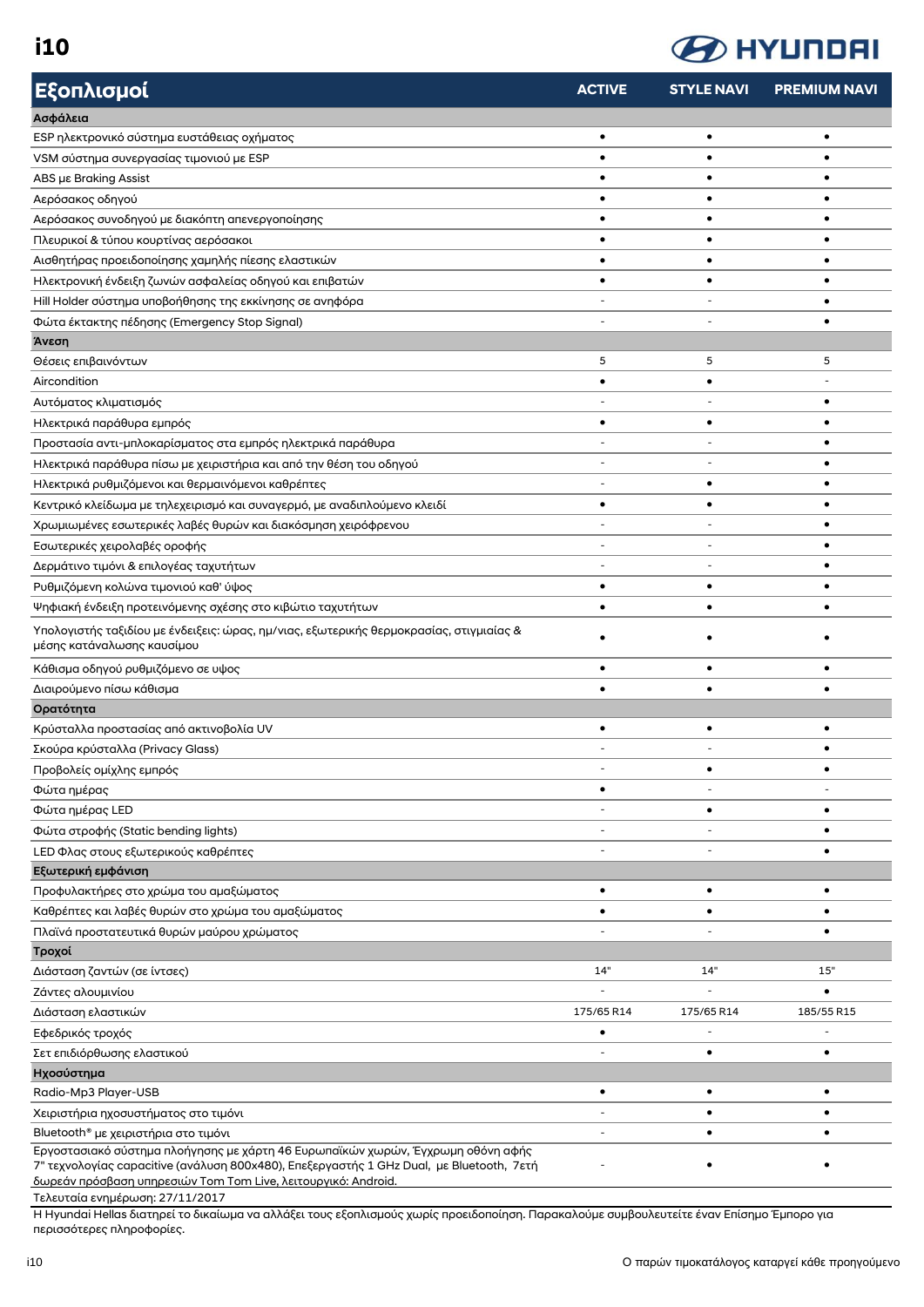# i10

| Εξοπλισμοί | ACTIVE | STYLE NAVI | PREMIUM NAVI |
|---|---|---|---|
| **Ασφάλεια** | | | |
| ESP ηλεκτρονικό σύστημα ευστάθειας οχήματος | • | • | • |
| VSM σύστημα συνεργασίας τιμονιού με ESP | • | • | • |
| ABS με Braking Assist | • | • | • |
| Αερόσακος οδηγού | • | • | • |
| Αερόσακος συνοδηγού με διακόπτη απενεργοποίησης | • | • | • |
| Πλευρικοί & τύπου κουρτίνας αερόσακοι | • | • | • |
| Αισθητήρας προειδοποίησης χαμηλής πίεσης ελαστικών | • | • | • |
| Ηλεκτρονική ένδειξη ζωνών ασφαλείας οδηγού και επιβατών | • | • | • |
| Hill Holder σύστημα υποβοήθησης της εκκίνησης σε ανηφόρα | - | - | • |
| Φώτα έκτακτης πέδησης (Emergency Stop Signal) | - | - | • |
| **Άνεση** | | | |
| Θέσεις επιβαινόντων | 5 | 5 | 5 |
| Aircondition | • | • | - |
| Αυτόματος κλιματισμός | - | - | • |
| Ηλεκτρικά παράθυρα εμπρός | • | • | • |
| Προστασία αντι-μπλοκαρίσματος στα εμπρός ηλεκτρικά παράθυρα | - | - | • |
| Ηλεκτρικά παράθυρα πίσω με χειριστήρια και από την θέση του οδηγού | - | - | • |
| Ηλεκτρικά ρυθμιζόμενοι και θερμαινόμενοι καθρέπτες | - | • | • |
| Κεντρικό κλείδωμα με τηλεχειρισμό και συναγερμό, με αναδιπλούμενο κλειδί | • | • | • |
| Χρωμιωμένες εσωτερικές λαβές θυρών και διακόσμηση χειρόφρενου | - | - | • |
| Εσωτερικές χειρολαβές οροφής | - | - | • |
| Δερμάτινο τιμόνι & επιλογέας ταχυτήτων | - | - | • |
| Ρυθμιζόμενη κολώνα τιμονιού καθ' ύψος | • | • | • |
| Ψηφιακή ένδειξη προτεινόμενης σχέσης στο κιβώτιο ταχυτήτων | • | • | • |
| Υπολογιστής ταξιδίου με ενδείξεις: ώρας, ημ/νιας, εξωτερικής θερμοκρασίας, στιγμιαίας & μέσης κατανάλωσης καυσίμου | • | • | • |
| Κάθισμα οδηγού ρυθμιζόμενο σε υψος | • | • | • |
| Διαιρούμενο πίσω κάθισμα | • | • | • |
| **Ορατότητα** | | | |
| Κρύσταλλα προστασίας από ακτινοβολία UV | • | • | • |
| Σκούρα κρύσταλλα (Privacy Glass) | - | - | • |
| Προβολείς ομίχλης εμπρός | - | • | • |
| Φώτα ημέρας | • | - | - |
| Φώτα ημέρας LED | - | • | • |
| Φώτα στροφής (Static bending lights) | - | - | • |
| LED Φλας στους εξωτερικούς καθρέπτες | - | - | • |
| **Εξωτερική εμφάνιση** | | | |
| Προφυλακτήρες στο χρώμα του αμαξώματος | • | • | • |
| Καθρέπτες και λαβές θυρών στο χρώμα του αμαξώματος | • | • | • |
| Πλαϊνά προστατευτικά θυρών μαύρου χρώματος | - | - | • |
| **Τροχοί** | | | |
| Διάσταση ζαντών (σε ίντσες) | 14" | 14" | 15" |
| Ζάντες αλουμινίου | - | - | • |
| Διάσταση ελαστικών | 175/65 R14 | 175/65 R14 | 185/55 R15 |
| Εφεδρικός τροχός | • | - | - |
| Σετ επιδιόρθωσης ελαστικού | - | • | • |
| **Ηχοσύστημα** | | | |
| Radio-Mp3 Player-USB | • | • | • |
| Χειριστήρια ηχοσυστήματος στο τιμόνι | - | • | • |
| Bluetooth® με χειριστήρια στο τιμόνι | - | • | • |
| Εργοστασιακό σύστημα πλοήγησης με χάρτη 46 Ευρωπαϊκών χωρών, Έγχρωμη οθόνη αφής 7" τεχνολογίας capacitive (ανάλυση 800x480), Επεξεργαστής 1 GHz Dual, με Bluetooth, 7ετή δωρεάν πρόσβαση υπηρεσιών Tom Tom Live, λειτουργικό: Android. | - | • | • |

Τελευταία ενημέρωση: 27/11/2017

Η Hyundai Hellas διατηρεί το δικαίωμα να αλλάξει τους εξοπλισμούς χωρίς προειδοποίηση. Παρακαλούμε συμβουλευτείτε έναν Επίσημο Έμπορο για περισσότερες πληροφορίες.

Ο παρών τιμοκατάλογος καταργεί κάθε προηγούμενο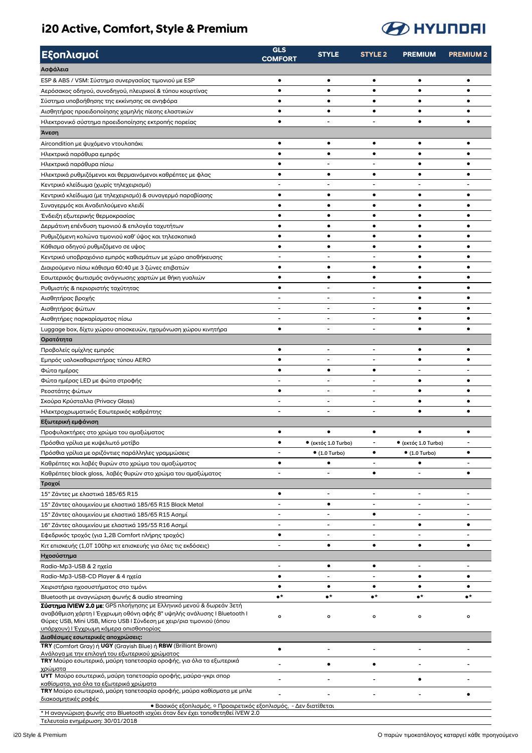# i20 Active, Comfort, Style & Premium

HYUNDAI

| Εξοπλισμοί | GLS COMFORT | STYLE | STYLE 2 | PREMIUM | PREMIUM 2 |
|---|---|---|---|---|---|
| **Ασφάλεια** | | | | | |
| ESP & ABS / VSM: Σύστημα συνεργασίας τιμονιού με ESP | • | • | • | • | • |
| Αερόσακος οδηγού, συνοδηγού, πλευρικοί & τύπου κουρτίνας | • | • | • | • | • |
| Σύστημα υποβοήθησης της εκκίνησης σε ανηφόρα | • | • | • | • | • |
| Αισθητήρας προειδοποίησης χαμηλής πίεσης ελαστικών | • | • | • | • | • |
| Ηλεκτρονικό σύστημα προειδοποίησης εκτροπής πορείας | • | - | - | • | • |
| **Άνεση** | | | | | |
| Aircondition με ψυχόμενο ντουλαπάκι | • | • | • | • | • |
| Ηλεκτρικά παράθυρα εμπρός | • | • | • | • | • |
| Ηλεκτρικά παράθυρα πίσω | • | - | - | • | • |
| Ηλεκτρικά ρυθμιζόμενοι και θερμαινόμενοι καθρέπτες με φλας | • | • | • | • | • |
| Κεντρικό κλείδωμα (χωρίς τηλεχειρισμό) | - | - | - | - | - |
| Κεντρικό κλείδωμα (με τηλεχειρισμό) & συναγερμό παραβίασης | • | • | • | • | • |
| Συναγερμός και Αναδιπλούμενο κλειδί | • | • | • | • | • |
| Ένδειξη εξωτερικής θερμοκρασίας | • | • | • | • | • |
| Δερμάτινη επένδυση τιμονιού & επιλογέα ταχυτήτων | • | • | • | • | • |
| Ρυθμιζόμενη κολώνα τιμονιού καθ' ύψος και τηλεσκοπικά | • | • | • | • | • |
| Κάθισμα οδηγού ρυθμιζόμενο σε υψος | • | • | • | • | • |
| Κεντρικό υποβραχιόνιο εμπρός καθισμάτων με χώρο αποθήκευσης | - | - | - | • | • |
| Διαιρούμενο πίσω κάθισμα 60:40 με 3 ζώνες επιβατών | • | • | • | • | • |
| Εσωτερικός φωτισμός ανάγνωσης χαρτών με θήκη γυαλιών | • | • | • | • | • |
| Ρυθμιστής & περιοριστής ταχύτητας | • | - | - | • | • |
| Αισθητήρας βροχής | - | - | - | • | • |
| Αισθητήρας φώτων | - | - | - | • | • |
| Αισθητήρες παρκαρίσματος πίσω | - | - | - | • | • |
| Luggage box, δίχτυ χώρου αποσκευών, ηχομόνωση χώρου κινητήρα | • | - | - | • | • |
| **Ορατότητα** | | | | | |
| Προβολείς ομίχλης εμπρός | • | - | - | • | • |
| Εμπρός υαλοκαθαριστήρας τύπου AERO | • | - | - | • | • |
| Φώτα ημέρας | • | • | • | - | - |
| Φώτα ημέρας LED με φώτα στροφής | - | - | - | • | • |
| Ρεοστάτης φώτων | • | - | - | • | • |
| Σκούρα Κρύσταλλα (Privacy Glass) | - | - | - | • | • |
| Ηλεκτροχρωματικός Εσωτερικός καθρέπτης | - | - | - | • | • |
| **Εξωτερική εμφάνιση** | | | | | |
| Προφυλακτήρες στο χρώμα του αμαξώματος | • | • | • | • | • |
| Πρόσθια γρίλια με κυψελωτό μοτίβο | • | • (εκτός 1.0 Turbo) | - | • (εκτός 1.0 Turbo) | - |
| Πρόσθια γρίλια με οριζόντιες παράλληλες γραμμώσεις | - | • (1.0 Turbo) | • | • (1.0 Turbo) | • |
| Καθρέπτες και λαβές θυρών στο χρώμα του αμαξώματος | • | • | - | • | - |
| Καθρέπτες black gloss, λαβές θυρών στο χρώμα του αμαξώματος | - | - | • | - | • |
| **Τροχοί** | | | | | |
| 15" Ζάντες με ελαστικά 185/65 R15 | • | - | - | - | - |
| 15" Ζάντες αλουμινίου με ελαστικά 185/65 R15 Black Metal | - | • | - | - | - |
| 15" Ζάντες αλουμινίου με ελαστικά 185/65 R15 Ασημί | - | - | • | - | - |
| 16" Ζάντες αλουμινίου με ελαστικά 195/55 R16 Ασημί | - | - | - | • | • |
| Εφεδρικός τροχός (για 1,2Β Comfort πλήρης τροχός) | • | - | - | - | - |
| Κιτ επισκευής (1,0T 100hp κιτ επισκευής για όλες τις εκδόσεις) | - | • | • | • | • |
| **Ηχοσύστημα** | | | | | |
| Radio-Mp3-USB & 2 ηχεία | - | • | • | - | - |
| Radio-Mp3-USB-CD Player & 4 ηχεία | • | - | - | • | • |
| Χειριστήρια ηχοσυστήματος στο τιμόνι | • | • | • | • | • |
| Bluetooth με αναγνώριση φωνής & audio streaming | •* | •* | •* | •* | •* |
| **Σύστημα iVIEW 2.0 με:** GPS πλοήγησης με Ελληνικό μενού & δωρεάν 3ετή αναβάθμιση χάρτη I Έγχρωμη οθόνη αφής 8" υψηλής ανάλυσης I Bluetooth I Θύρες USB, Mini USB, Micro USB I Σύνδεση με χειρ/ρια τιμονιού (όπου υπάρχουν) I Έγχρωμη κάμερα οπισθοπορίας | o | o | o | o | o |
| **Διαθέσιμες εσωτερικές αποχρώσεις:** | | | | | |
| **TRY** (Comfort Gray) ή **UGY** (Grayish Blue) ή **RBW** (Brilliant Brown) Ανάλογα με την επιλογή του εξωτερικού χρώματος | • | - | - | - | - |
| **TRY** Μαύρο εσωτερικό, μαύρη ταπετσαρία οροφής, για όλα τα εξωτερικά χρώματα | - | • | • | - | - |
| **UYT** Μαύρο εσωτερικό, μαύρη ταπετσαρία οροφής, μαύρα-γκρι σπορ καθίσματα, για όλα τα εξωτερικά χρώματα | - | - | - | • | - |
| **TRY** Μαύρο εσωτερικό, μαύρη ταπετσαρία οροφής, μαύρα καθίσματα με μπλε διακοσμητικές ραφές | - | - | - | - | • |

• Βασικός εξοπλισμός, o Προαιρετικός εξοπλισμός, - Δεν διατίθεται

\* Η αναγνώριση φωνής στο Bluetooth ισχύει όταν δεν έχει τοποθετηθεί iVEW 2.0

Τελευταία ενημέρωση: 30/01/2018

i20 Style & Premium

Ο παρών τιμοκατάλογος καταργεί κάθε προηγούμενο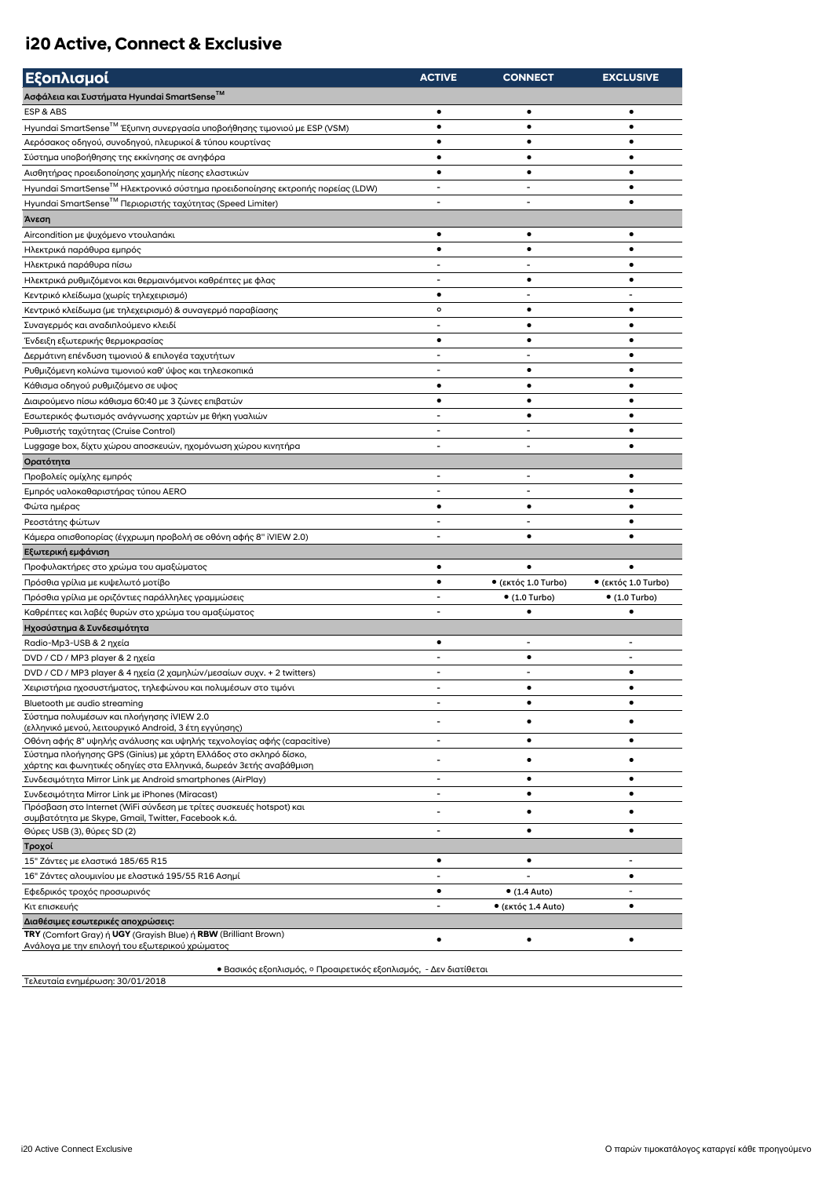# i20 Active, Connect & Exclusive

| Εξοπλισμοί | ACTIVE | CONNECT | EXCLUSIVE |
|---|---|---|---|
| **Ασφάλεια και Συστήματα Hyundai SmartSense™** | | | |
| ESP & ABS | • | • | • |
| Hyundai SmartSense™ Έξυπνη συνεργασία υποβοήθησης τιμονιού με ESP (VSM) | • | • | • |
| Αερόσακος οδηγού, συνοδηγού, πλευρικοί & τύπου κουρτίνας | • | • | • |
| Σύστημα υποβοήθησης της εκκίνησης σε ανηφόρα | • | • | • |
| Αισθητήρας προειδοποίησης χαμηλής πίεσης ελαστικών | • | • | • |
| Hyundai SmartSense™ Ηλεκτρονικό σύστημα προειδοποίησης εκτροπής πορείας (LDW) | - | - | • |
| Hyundai SmartSense™ Περιοριστής ταχύτητας (Speed Limiter) | - | - | • |
| **Άνεση** | | | |
| Aircondition με ψυχόμενο ντουλαπάκι | • | • | • |
| Ηλεκτρικά παράθυρα εμπρός | • | • | • |
| Ηλεκτρικά παράθυρα πίσω | - | - | • |
| Ηλεκτρικά ρυθμιζόμενοι και θερμαινόμενοι καθρέπτες με φλας | - | • | • |
| Κεντρικό κλείδωμα (χωρίς τηλεχειρισμό) | • | - | - |
| Κεντρικό κλείδωμα (με τηλεχειρισμό) & συναγερμό παραβίασης | ○ | • | • |
| Συναγερμός και αναδιπλούμενο κλειδί | - | • | • |
| Ένδειξη εξωτερικής θερμοκρασίας | • | • | • |
| Δερμάτινη επένδυση τιμονιού & επιλογέα ταχυτήτων | - | - | • |
| Ρυθμιζόμενη κολώνα τιμονιού καθ' ύψος και τηλεσκοπικά | - | • | • |
| Κάθισμα οδηγού ρυθμιζόμενο σε ύψος | • | • | • |
| Διαιρούμενο πίσω κάθισμα 60:40 με 3 ζώνες επιβατών | • | • | • |
| Εσωτερικός φωτισμός ανάγνωσης χαρτών με θήκη γυαλιών | - | • | • |
| Ρυθμιστής ταχύτητας (Cruise Control) | - | - | • |
| Luggage box, δίχτυ χώρου αποσκευών, ηχομόνωση χώρου κινητήρα | - | - | • |
| **Ορατότητα** | | | |
| Προβολείς ομίχλης εμπρός | - | - | • |
| Εμπρός υαλοκαθαριστήρας τύπου AERO | - | - | • |
| Φώτα ημέρας | • | • | • |
| Ρεοστάτης φώτων | - | - | • |
| Κάμερα οπισθοπορίας (έγχρωμη προβολή σε οθόνη αφής 8" iVIEW 2.0) | - | • | • |
| **Εξωτερική εμφάνιση** | | | |
| Προφυλακτήρες στο χρώμα του αμαξώματος | • | • | • |
| Πρόσθια γρίλια με κυψελωτό μοτίβο | • | • (εκτός 1.0 Turbo) | • (εκτός 1.0 Turbo) |
| Πρόσθια γρίλια με οριζόντιες παράλληλες γραμμώσεις | - | • (1.0 Turbo) | • (1.0 Turbo) |
| Καθρέπτες και λαβές θυρών στο χρώμα του αμαξώματος | - | • | • |
| **Ηχοσύστημα & Συνδεσιμότητα** | | | |
| Radio-Mp3-USB & 2 ηχεία | • | - | - |
| DVD / CD / MP3 player & 2 ηχεία | - | • | - |
| DVD / CD / MP3 player & 4 ηχεία (2 χαμηλών/μεσαίων συχν. + 2 twitters) | - | - | • |
| Χειριστήρια ηχοσυστήματος, τηλεφώνου και πολυμέσων στο τιμόνι | - | • | • |
| Bluetooth με audio streaming | - | • | • |
| Σύστημα πολυμέσων και πλοήγησης iVIEW 2.0 (ελληνικό μενού, λειτουργικό Android, 3 έτη εγγύησης) | - | • | • |
| Οθόνη αφής 8" υψηλής ανάλυσης και υψηλής τεχνολογίας αφής (capacitive) | - | • | • |
| Σύστημα πλοήγησης GPS (Ginius) με χάρτη Ελλάδος στο σκληρό δίσκο, χάρτης και φωνητικές οδηγίες στα Ελληνικά, δωρεάν 3ετής αναβάθμιση | - | • | • |
| Συνδεσιμότητα Mirror Link με Android smartphones (AirPlay) | - | • | • |
| Συνδεσιμότητα Mirror Link με iPhones (Miracast) | - | • | • |
| Πρόσβαση στο Internet (WiFi σύνδεση με τρίτες συσκευές hotspot) και συμβατότητα με Skype, Gmail, Twitter, Facebook κ.ά. | - | • | • |
| Θύρες USB (3), θύρες SD (2) | - | • | • |
| **Τροχοί** | | | |
| 15" Ζάντες με ελαστικά 185/65 R15 | • | • | - |
| 16" Ζάντες αλουμινίου με ελαστικά 195/55 R16 Ασημί | - | - | • |
| Εφεδρικός τροχός προσωρινός | • | • (1.4 Auto) | - |
| Κιτ επισκευής | - | • (εκτός 1.4 Auto) | • |
| **Διαθέσιμες εσωτερικές αποχρώσεις:** | | | |
| **TRY** (Comfort Gray) ή **UGY** (Grayish Blue) ή **RBW** (Brilliant Brown) Ανάλογα με την επιλογή του εξωτερικού χρώματος | • | • | • |

• Βασικός εξοπλισμός, ○ Προαιρετικός εξοπλισμός, - Δεν διατίθεται

Τελευταία ενημέρωση: 30/01/2018

Ο παρών τιμοκατάλογος καταργεί κάθε προηγούμενο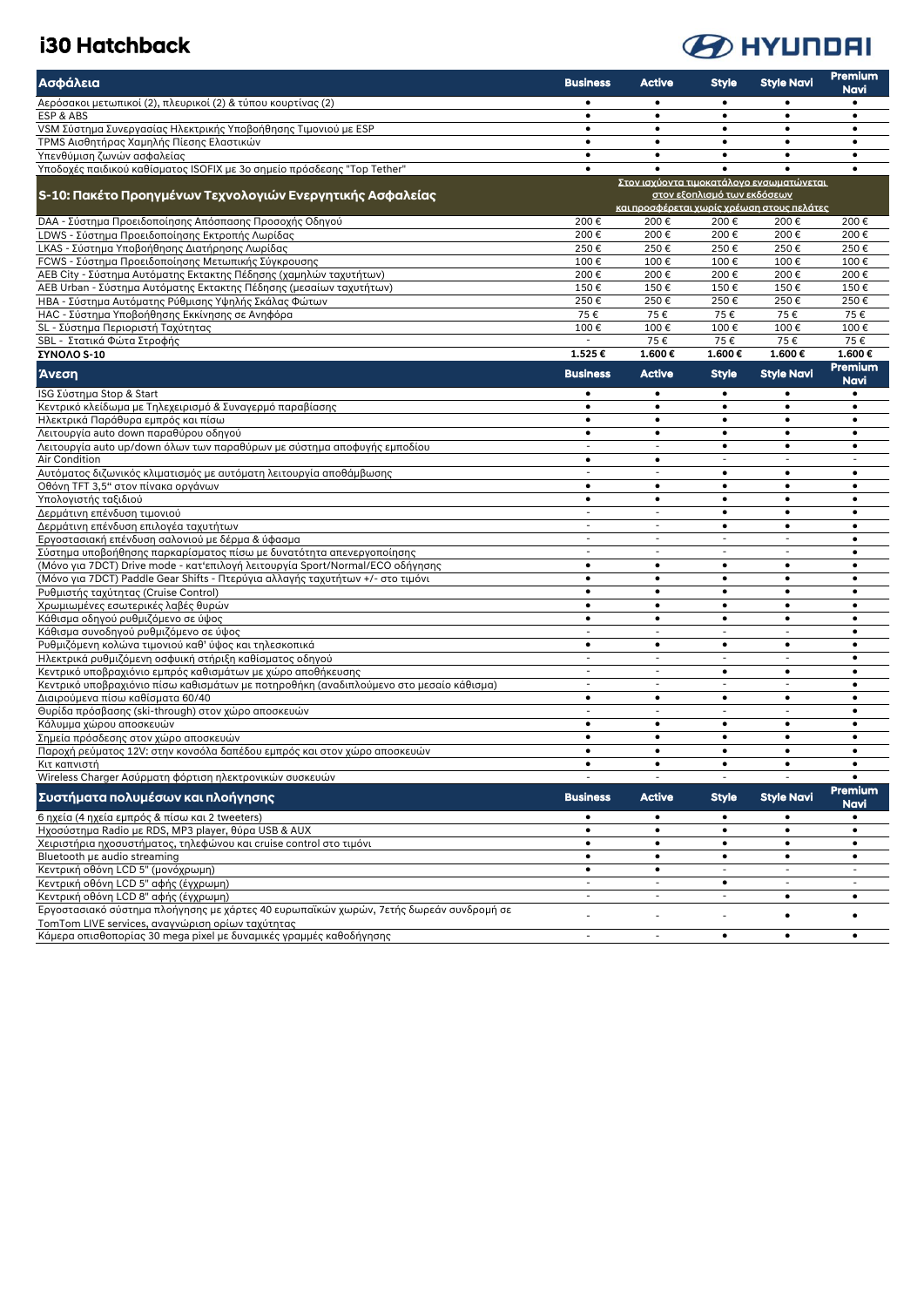# i30 Hatchback

| Ασφάλεια | Business | Active | Style | Style Navi | Premium Navi |
|---|---|---|---|---|---|
| Αερόσακοι μετωπικοί (2), πλευρικοί (2) & τύπου κουρτίνας (2) | ● | ● | ● | ● | ● |
| ESP & ABS | ● | ● | ● | ● | ● |
| VSM Σύστημα Συνεργασίας Ηλεκτρικής Υποβοήθησης Τιμονιού με ESP | ● | ● | ● | ● | ● |
| TPMS Αισθητήρας Χαμηλής Πίεσης Ελαστικών | ● | ● | ● | ● | ● |
| Υπενθύμιση ζωνών ασφαλείας | ● | ● | ● | ● | ● |
| Υποδοχές παιδικού καθίσματος ISOFIX με 3ο σημείο πρόσδεσης "Top Tether" | ● | ● | ● | ● | ● |

| S-10: Πακέτο Προηγμένων Τεχνολογιών Ενεργητικής Ασφαλείας | Στον ισχύοντα τιμοκατάλογο ενσωματώνεται στον εξοπλισμό των εκδόσεων και προσφέρεται χωρίς χρέωση στους πελάτες | | | | |
|---|---|---|---|---|---|
| DAA - Σύστημα Προειδοποίησης Απόσπασης Προσοχής Οδηγού | 200 € | 200 € | 200 € | 200 € | 200 € |
| LDWS - Σύστημα Προειδοποίησης Εκτροπής Λωρίδας | 200 € | 200 € | 200 € | 200 € | 200 € |
| LKAS - Σύστημα Υποβοήθησης Διατήρησης Λωρίδας | 250 € | 250 € | 250 € | 250 € | 250 € |
| FCWS - Σύστημα Προειδοποίησης Μετωπικής Σύγκρουσης | 100 € | 100 € | 100 € | 100 € | 100 € |
| AEB City - Σύστημα Αυτόματης Εκτακτης Πέδησης (χαμηλών ταχυτήτων) | 200 € | 200 € | 200 € | 200 € | 200 € |
| AEB Urban - Σύστημα Αυτόματης Εκτακτης Πέδησης (μεσαίων ταχυτήτων) | 150 € | 150 € | 150 € | 150 € | 150 € |
| HBA - Σύστημα Αυτόματης Ρύθμισης Υψηλής Σκάλας Φώτων | 250 € | 250 € | 250 € | 250 € | 250 € |
| HAC - Σύστημα Υποβοήθησης Εκκίνησης σε Ανηφόρα | 75 € | 75 € | 75 € | 75 € | 75 € |
| SL - Σύστημα Περιοριστή Ταχύτητας | 100 € | 100 € | 100 € | 100 € | 100 € |
| SBL - Στατικά Φώτα Στροφής | - | 75 € | 75 € | 75 € | 75 € |
| **ΣΥΝΟΛΟ S-10** | **1.525 €** | **1.600 €** | **1.600 €** | **1.600 €** | **1.600 €** |

| Άνεση | Business | Active | Style | Style Navi | Premium Navi |
|---|---|---|---|---|---|
| ISG Σύστημα Stop & Start | ● | ● | ● | ● | ● |
| Κεντρικό κλείδωμα με Τηλεχειρισμό & Συναγερμό παραβίασης | ● | ● | ● | ● | ● |
| Ηλεκτρικά Παράθυρα εμπρός και πίσω | ● | ● | ● | ● | ● |
| Λειτουργία auto down παραθύρου οδηγού | ● | ● | ● | ● | ● |
| Λειτουργία auto up/down όλων των παραθύρων με σύστημα αποφυγής εμποδίου | - | - | ● | ● | ● |
| Air Condition | ● | ● | - | - | - |
| Αυτόματος διζωνικός κλιματισμός με αυτόματη λειτουργία αποθάμβωσης | - | - | ● | ● | ● |
| Οθόνη TFT 3,5" στον πίνακα οργάνων | ● | ● | ● | ● | ● |
| Υπολογιστής ταξιδιού | ● | ● | ● | ● | ● |
| Δερμάτινη επένδυση τιμονιού | - | - | ● | ● | ● |
| Δερμάτινη επένδυση επιλογέα ταχυτήτων | - | - | ● | ● | ● |
| Εργοστασιακή επένδυση σαλονιού με δέρμα & ύφασμα | - | - | - | - | ● |
| Σύστημα υποβοήθησης παρκαρίσματος πίσω με δυνατότητα απενεργοποίησης | - | - | - | - | ● |
| (Μόνο για 7DCT) Drive mode - κατ'επιλογή λειτουργία Sport/Normal/ECO οδήγησης | ● | ● | ● | ● | ● |
| (Μόνο για 7DCT) Paddle Gear Shifts - Πτερύγια αλλαγής ταχυτήτων +/- στο τιμόνι | ● | ● | ● | ● | ● |
| Ρυθμιστής ταχύτητας (Cruise Control) | ● | ● | ● | ● | ● |
| Χρωμιωμένες εσωτερικές λαβές θυρών | ● | ● | ● | ● | ● |
| Κάθισμα οδηγού ρυθμιζόμενο σε ύψος | ● | ● | ● | ● | ● |
| Κάθισμα συνοδηγού ρυθμιζόμενο σε ύψος | - | - | - | - | ● |
| Ρυθμιζόμενη κολώνα τιμονιού καθ' ύψος και τηλεσκοπικά | ● | ● | ● | ● | ● |
| Ηλεκτρικά ρυθμιζόμενη οσφυική στήριξη καθίσματος οδηγού | - | - | - | - | ● |
| Κεντρικό υποβραχιόνιο εμπρός καθισμάτων με χώρο αποθήκευσης | - | - | ● | ● | ● |
| Κεντρικό υποβραχιόνιο πίσω καθισμάτων με ποτηροθήκη (αναδιπλούμενο στο μεσαίο κάθισμα) | - | - | - | - | ● |
| Διαιρούμενα πίσω καθίσματα 60/40 | ● | ● | ● | ● | ● |
| Θυρίδα πρόσβασης (ski-through) στον χώρο αποσκευών | - | - | - | - | ● |
| Κάλυμμα χώρου αποσκευών | ● | ● | ● | ● | ● |
| Σημεία πρόσδεσης στον χώρο αποσκευών | ● | ● | ● | ● | ● |
| Παροχή ρεύματος 12V: στην κονσόλα δαπέδου εμπρός και στον χώρο αποσκευών | ● | ● | ● | ● | ● |
| Κιτ καπνιστή | ● | ● | ● | ● | ● |
| Wireless Charger Ασύρματη φόρτιση ηλεκτρονικών συσκευών | - | - | - | - | ● |

| Συστήματα πολυμέσων και πλοήγησης | Business | Active | Style | Style Navi | Premium Navi |
|---|---|---|---|---|---|
| 6 ηχεία (4 ηχεία εμπρός & πίσω και 2 tweeters) | ● | ● | ● | ● | ● |
| Ηχοσύστημα Radio με RDS, MP3 player, θύρα USB & AUX | ● | ● | ● | ● | ● |
| Χειριστήρια ηχοσυστήματος, τηλεφώνου και cruise control στο τιμόνι | ● | ● | ● | ● | ● |
| Bluetooth με audio streaming | ● | ● | ● | ● | ● |
| Κεντρική οθόνη LCD 5" (μονόχρωμη) | ● | ● | - | - | - |
| Κεντρική οθόνη LCD 5" αφής (έγχρωμη) | - | - | ● | - | - |
| Κεντρική οθόνη LCD 8" αφής (έγχρωμη) | - | - | - | ● | ● |
| Εργοστασιακό σύστημα πλοήγησης με χάρτες 40 ευρωπαϊκών χωρών, 7ετής δωρεάν συνδρομή σε TomTom LIVE services, αναγνώριση ορίων ταχύτητας | - | - | - | ● | ● |
| Κάμερα οπισθοπορίας 30 mega pixel με δυναμικές γραμμές καθοδήγησης | - | - | ● | ● | ● |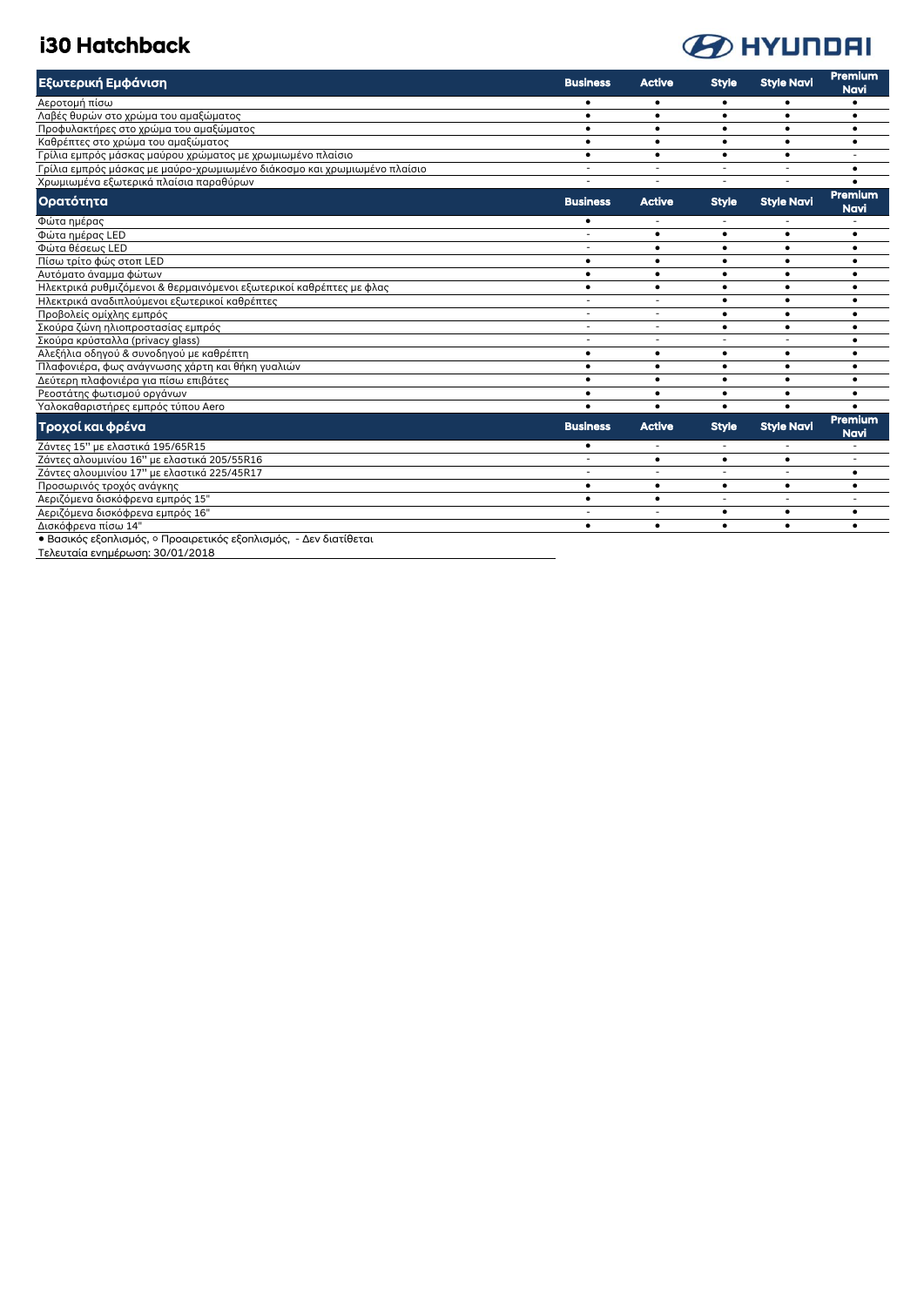# i30 Hatchback

HYUNDAI

| Εξωτερική Εμφάνιση | Business | Active | Style | Style Navi | Premium Navi |
|---|---|---|---|---|---|
| Αεροτομή πίσω | ● | ● | ● | ● | ● |
| Λαβές θυρών στο χρώμα του αμαξώματος | ● | ● | ● | ● | ● |
| Προφυλακτήρες στο χρώμα του αμαξώματος | ● | ● | ● | ● | ● |
| Καθρέπτες στο χρώμα του αμαξώματος | ● | ● | ● | ● | ● |
| Γρίλια εμπρός μάσκας μαύρου χρώματος με χρωμιωμένο πλαίσιο | ● | ● | ● | ● | - |
| Γρίλια εμπρός μάσκας με μαύρο-χρωμιωμένο διάκοσμο και χρωμιωμένο πλαίσιο | - | - | - | - | ● |
| Χρωμιωμένα εξωτερικά πλαίσια παραθύρων | - | - | - | - | ● |

| Ορατότητα | Business | Active | Style | Style Navi | Premium Navi |
|---|---|---|---|---|---|
| Φώτα ημέρας | ● | - | - | - | - |
| Φώτα ημέρας LED | - | ● | ● | ● | ● |
| Φώτα θέσεως LED | - | ● | ● | ● | ● |
| Πίσω τρίτο φώς στοπ LED | ● | ● | ● | ● | ● |
| Αυτόματο άναμμα φώτων | ● | ● | ● | ● | ● |
| Ηλεκτρικά ρυθμιζόμενοι & θερμαινόμενοι εξωτερικοί καθρέπτες με φλας | ● | ● | ● | ● | ● |
| Ηλεκτρικά αναδιπλούμενοι εξωτερικοί καθρέπτες | - | - | ● | ● | ● |
| Προβολείς ομίχλης εμπρός | - | - | ● | ● | ● |
| Σκούρα ζώνη ηλιοπροστασίας εμπρός | - | - | ● | ● | ● |
| Σκούρα κρύσταλλα (privacy glass) | - | - | - | - | ● |
| Αλεξήλια οδηγού & συνοδηγού με καθρέπτη | ● | ● | ● | ● | ● |
| Πλαφονιέρα, φως ανάγνωσης χάρτη και θήκη γυαλιών | ● | ● | ● | ● | ● |
| Δεύτερη πλαφονιέρα για πίσω επιβάτες | ● | ● | ● | ● | ● |
| Ρεοστάτης φωτισμού οργάνων | ● | ● | ● | ● | ● |
| Υαλοκαθαριστήρες εμπρός τύπου Aero | ● | ● | ● | ● | ● |

| Τροχοί και φρένα | Business | Active | Style | Style Navi | Premium Navi |
|---|---|---|---|---|---|
| Ζάντες 15'' με ελαστικά 195/65R15 | ● | - | - | - | - |
| Ζάντες αλουμινίου 16'' με ελαστικά 205/55R16 | - | ● | ● | ● | - |
| Ζάντες αλουμινίου 17'' με ελαστικά 225/45R17 | - | - | - | - | ● |
| Προσωρινός τροχός ανάγκης | ● | ● | ● | ● | ● |
| Αεριζόμενα δισκόφρενα εμπρός 15'' | ● | ● | - | - | - |
| Αεριζόμενα δισκόφρενα εμπρός 16'' | - | - | ● | ● | ● |
| Δισκόφρενα πίσω 14'' | ● | ● | ● | ● | ● |

● Βασικός εξοπλισμός, ○ Προαιρετικός εξοπλισμός, - Δεν διατίθεται

Τελευταία ενημέρωση: 30/01/2018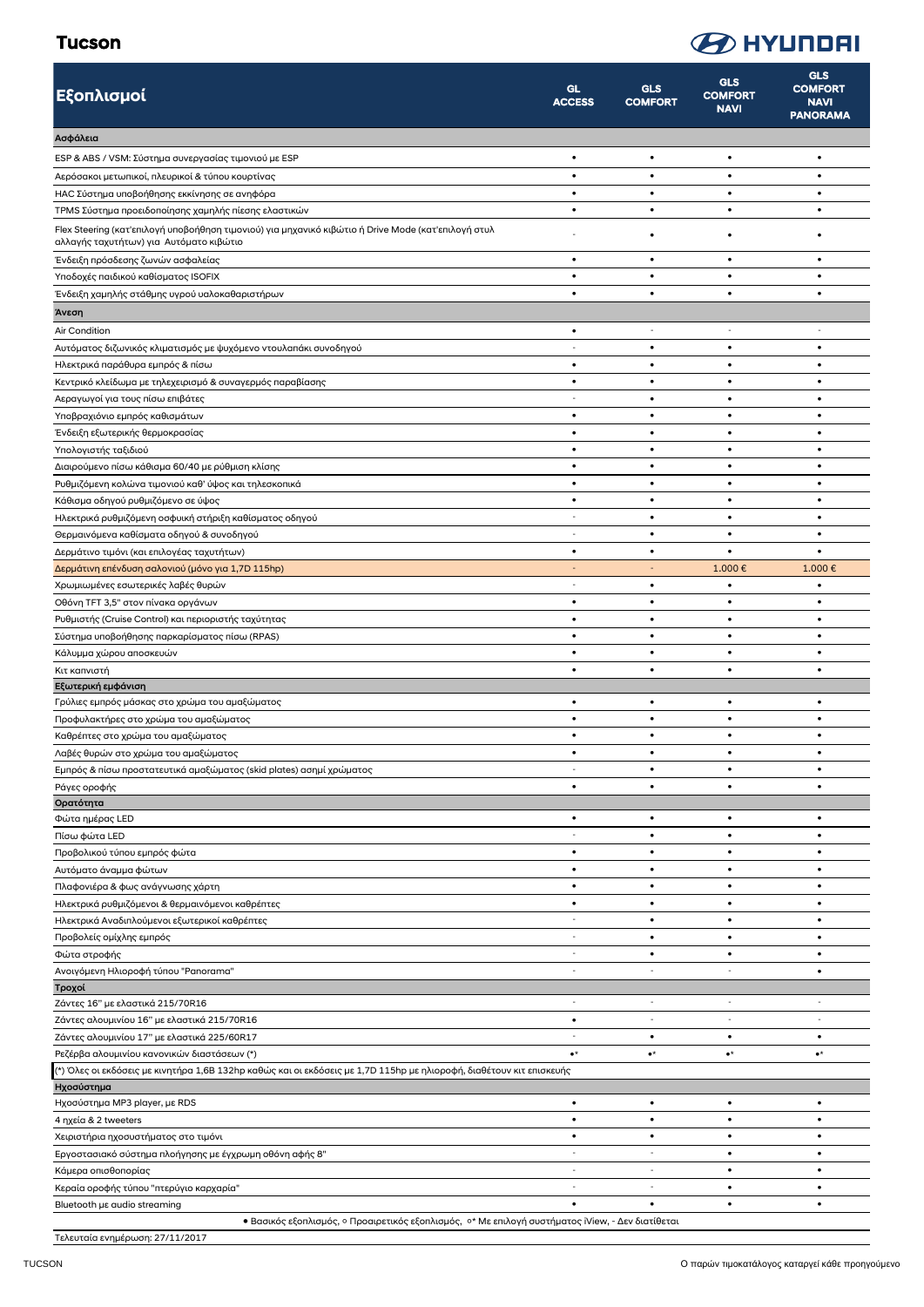# Tucson

| Εξοπλισμοί | GL ACCESS | GLS COMFORT | GLS COMFORT NAVI | GLS COMFORT NAVI PANORAMA |
|---|---|---|---|---|
| **Ασφάλεια** | | | | |
| ESP & ABS / VSM: Σύστημα συνεργασίας τιμονιού με ESP | • | • | • | • |
| Αερόσακοι μετωπικοί, πλευρικοί & τύπου κουρτίνας | • | • | • | • |
| HAC Σύστημα υποβοήθησης εκκίνησης σε ανηφόρα | • | • | • | • |
| TPMS Σύστημα προειδοποίησης χαμηλής πίεσης ελαστικών | • | • | • | • |
| Flex Steering (κατ'επιλογή υποβοήθηση τιμονιού) για μηχανικό κιβώτιο ή Drive Mode (κατ'επιλογή στυλ αλλαγής ταχυτήτων) για Αυτόματο κιβώτιο | - | • | • | • |
| Ένδειξη πρόσδεσης ζωνών ασφαλείας | • | • | • | • |
| Υποδοχές παιδικού καθίσματος ISOFIX | • | • | • | • |
| Ένδειξη χαμηλής στάθμης υγρού υαλοκαθαριστήρων | • | • | • | • |
| **Άνεση** | | | | |
| Air Condition | • | - | - | - |
| Αυτόματος διζωνικός κλιματισμός με ψυχόμενο ντουλαπάκι συνοδηγού | - | • | • | • |
| Ηλεκτρικά παράθυρα εμπρός & πίσω | • | • | • | • |
| Κεντρικό κλείδωμα με τηλεχειρισμό & συναγερμός παραβίασης | • | • | • | • |
| Αεραγωγοί για τους πίσω επιβάτες | - | • | • | • |
| Υποβραχιόνιο εμπρός καθισμάτων | • | • | • | • |
| Ένδειξη εξωτερικής θερμοκρασίας | • | • | • | • |
| Υπολογιστής ταξιδιού | • | • | • | • |
| Διαιρούμενο πίσω κάθισμα 60/40 με ρύθμιση κλίσης | • | • | • | • |
| Ρυθμιζόμενη κολώνα τιμονιού καθ' ύψος και τηλεσκοπικά | • | • | • | • |
| Κάθισμα οδηγού ρυθμιζόμενο σε ύψος | • | • | • | • |
| Ηλεκτρικά ρυθμιζόμενη οσφυική στήριξη καθίσματος οδηγού | - | • | • | • |
| Θερμαινόμενα καθίσματα οδηγού & συνοδηγού | - | • | • | • |
| Δερμάτινο τιμόνι (και επιλογέας ταχυτήτων) | • | • | • | • |
| Δερμάτινη επένδυση σαλονιού (μόνο για 1,7D 115hp) | - | - | 1.000 € | 1.000 € |
| Χρωμιωμένες εσωτερικές λαβές θυρών | - | • | • | • |
| Οθόνη TFT 3,5" στον πίνακα οργάνων | • | • | • | • |
| Ρυθμιστής (Cruise Control) και περιοριστής ταχύτητας | • | • | • | • |
| Σύστημα υποβοήθησης παρκαρίσματος πίσω (RPAS) | • | • | • | • |
| Κάλυμμα χώρου αποσκευών | • | • | • | • |
| Κιτ καπνιστή | • | • | • | • |
| **Εξωτερική εμφάνιση** | | | | |
| Γρύλιες εμπρός μάσκας στο χρώμα του αμαξώματος | • | • | • | • |
| Προφυλακτήρες στο χρώμα του αμαξώματος | • | • | • | • |
| Καθρέπτες στο χρώμα του αμαξώματος | • | • | • | • |
| Λαβές θυρών στο χρώμα του αμαξώματος | • | • | • | • |
| Εμπρός & πίσω προστατευτικά αμαξώματος (skid plates) ασημί χρώματος | - | • | • | • |
| Ράγες οροφής | • | • | • | • |
| **Ορατότητα** | | | | |
| Φώτα ημέρας LED | • | • | • | • |
| Πίσω φώτα LED | - | • | • | • |
| Προβολικού τύπου εμπρός φώτα | • | • | • | • |
| Αυτόματο άναμμα φώτων | • | • | • | • |
| Πλαφονιέρα & φως ανάγνωσης χάρτη | • | • | • | • |
| Ηλεκτρικά ρυθμιζόμενοι & θερμαινόμενοι καθρέπτες | • | • | • | • |
| Ηλεκτρικά Αναδιπλούμενοι εξωτερικοί καθρέπτες | - | • | • | • |
| Προβολείς ομίχλης εμπρός | - | • | • | • |
| Φώτα στροφής | - | • | • | • |
| Ανοιγόμενη Ηλιοροφή τύπου "Panorama" | - | - | - | • |
| **Τροχοί** | | | | |
| Ζάντες 16" με ελαστικά 215/70R16 | - | - | - | - |
| Ζάντες αλουμινίου 16" με ελαστικά 215/70R16 | • | - | - | - |
| Ζάντες αλουμινίου 17" με ελαστικά 225/60R17 | - | • | • | • |
| Ρεζέρβα αλουμινίου κανονικών διαστάσεων (*) | •* | •* | •* | •* |
| (*) Όλες οι εκδόσεις με κινητήρα 1,6Β 132hp καθώς και οι εκδόσεις με 1,7D 115hp με ηλιοροφή, διαθέτουν κιτ επισκευής | | | | |
| **Ηχοσύστημα** | | | | |
| Ηχοσύστημα MP3 player, με RDS | • | • | • | • |
| 4 ηχεία & 2 tweeters | • | • | • | • |
| Χειριστήρια ηχοσυστήματος στο τιμόνι | • | • | • | • |
| Εργοστασιακό σύστημα πλοήγησης με έγχρωμη οθόνη αφής 8" | - | - | • | • |
| Κάμερα οπισθοπορίας | - | - | • | • |
| Κεραία οροφής τύπου "πτερύγιο καρχαρία" | - | - | • | • |
| Bluetooth με audio streaming | • | • | • | • |

● Βασικός εξοπλισμός, ○ Προαιρετικός εξοπλισμός, ○* Με επιλογή συστήματος iView, - Δεν διατίθεται

Τελευταία ενημέρωση: 27/11/2017

Ο παρών τιμοκατάλογος καταργεί κάθε προηγούμενο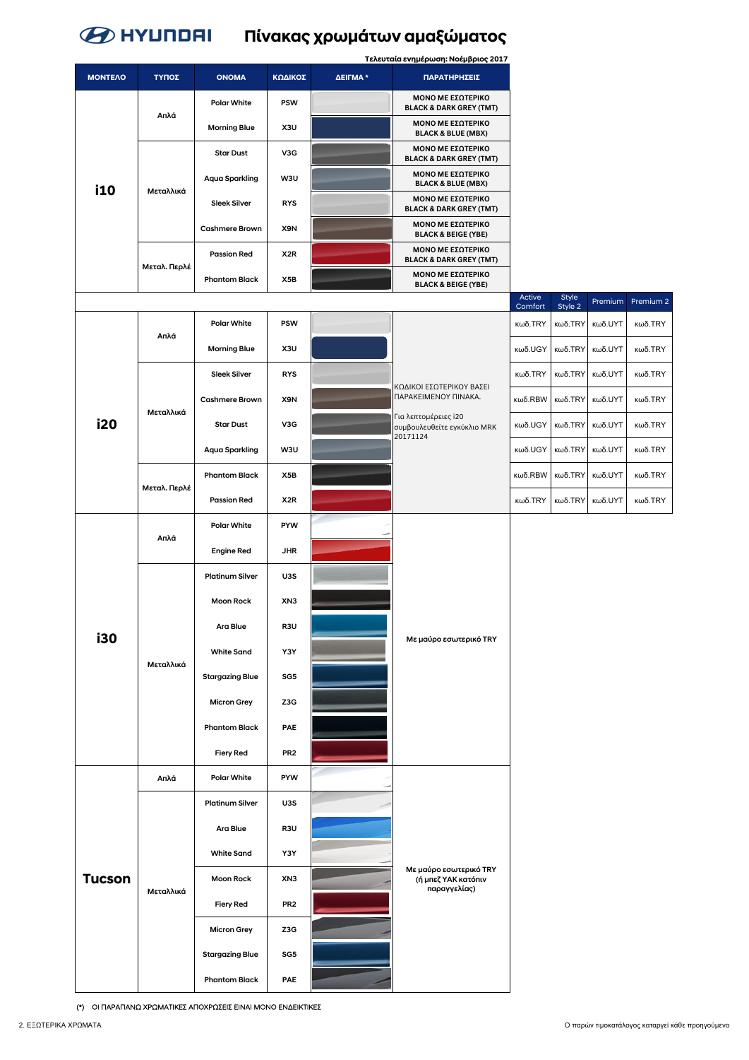# Πίνακας χρωμάτων αμαξώματος

Τελευταία ενημέρωση: Νοέμβριος 2017

| ΜΟΝΤΕΛΟ | ΤΥΠΟΣ | ΟΝΟΜΑ | ΚΩΔΙΚΟΣ | ΔΕΙΓΜΑ * | ΠΑΡΑΤΗΡΗΣΕΙΣ |
|---|---|---|---|---|---|
| i10 | Απλά | Polar White | PSW | | ΜΟΝΟ ΜΕ ΕΣΩΤΕΡΙΚΟ BLACK & DARK GREY (TMT) |
| | | Morning Blue | X3U | | ΜΟΝΟ ΜΕ ΕΣΩΤΕΡΙΚΟ BLACK & BLUE (MBX) |
| | Μεταλλικά | Star Dust | V3G | | ΜΟΝΟ ΜΕ ΕΣΩΤΕΡΙΚΟ BLACK & DARK GREY (TMT) |
| | | Aqua Sparkling | W3U | | ΜΟΝΟ ΜΕ ΕΣΩΤΕΡΙΚΟ BLACK & BLUE (MBX) |
| | | Sleek Silver | RYS | | ΜΟΝΟ ΜΕ ΕΣΩΤΕΡΙΚΟ BLACK & DARK GREY (TMT) |
| | | Cashmere Brown | X9N | | ΜΟΝΟ ΜΕ ΕΣΩΤΕΡΙΚΟ BLACK & BEIGE (YBE) |
| | Μεταλ. Περλέ | Passion Red | X2R | | ΜΟΝΟ ΜΕ ΕΣΩΤΕΡΙΚΟ BLACK & DARK GREY (TMT) |
| | | Phantom Black | X5B | | ΜΟΝΟ ΜΕ ΕΣΩΤΕΡΙΚΟ BLACK & BEIGE (YBE) |

| ΜΟΝΤΕΛΟ | ΤΥΠΟΣ | ΟΝΟΜΑ | ΚΩΔΙΚΟΣ | ΔΕΙΓΜΑ * | ΠΑΡΑΤΗΡΗΣΕΙΣ | Active Comfort | Style Style 2 | Premium | Premium 2 |
|---|---|---|---|---|---|---|---|---|---|
| i20 | Απλά | Polar White | PSW | | ΚΩΔΙΚΟΙ ΕΣΩΤΕΡΙΚΟΥ ΒΑΣΕΙ ΠΑΡΑΚΕΙΜΕΝΟΥ ΠΙΝΑΚΑ. Για λεπτομέρειες i20 συμβουλευθείτε εγκύκλιο MRK 20171124 | κωδ.TRY | κωδ.TRY | κωδ.UYT | κωδ.TRY |
| | | Morning Blue | X3U | | | κωδ.UGY | κωδ.TRY | κωδ.UYT | κωδ.TRY |
| | Μεταλλικά | Sleek Silver | RYS | | | κωδ.TRY | κωδ.TRY | κωδ.UYT | κωδ.TRY |
| | | Cashmere Brown | X9N | | | κωδ.RBW | κωδ.TRY | κωδ.UYT | κωδ.TRY |
| | | Star Dust | V3G | | | κωδ.UGY | κωδ.TRY | κωδ.UYT | κωδ.TRY |
| | | Aqua Sparkling | W3U | | | κωδ.UGY | κωδ.TRY | κωδ.UYT | κωδ.TRY |
| | Μεταλ. Περλέ | Phantom Black | X5B | | | κωδ.RBW | κωδ.TRY | κωδ.UYT | κωδ.TRY |
| | | Passion Red | X2R | | | κωδ.TRY | κωδ.TRY | κωδ.UYT | κωδ.TRY |

| ΜΟΝΤΕΛΟ | ΤΥΠΟΣ | ΟΝΟΜΑ | ΚΩΔΙΚΟΣ | ΔΕΙΓΜΑ * | ΠΑΡΑΤΗΡΗΣΕΙΣ |
|---|---|---|---|---|---|
| i30 | Απλά | Polar White | PYW | | Με μαύρο εσωτερικό TRY |
| | | Engine Red | JHR | | |
| | Μεταλλικά | Platinum Silver | U3S | | |
| | | Moon Rock | XN3 | | |
| | | Ara Blue | R3U | | |
| | | White Sand | Y3Y | | |
| | | Stargazing Blue | SG5 | | |
| | | Micron Grey | Z3G | | |
| | | Phantom Black | PAE | | |
| | | Fiery Red | PR2 | | |
| Tucson | Απλά | Polar White | PYW | | Με μαύρο εσωτερικό TRY (ή μπεζ YAK κατόπιν παραγγελίας) |
| | Μεταλλικά | Platinum Silver | U3S | | |
| | | Ara Blue | R3U | | |
| | | White Sand | Y3Y | | |
| | | Moon Rock | XN3 | | |
| | | Fiery Red | PR2 | | |
| | | Micron Grey | Z3G | | |
| | | Stargazing Blue | SG5 | | |
| | | Phantom Black | PAE | | |

(*) ΟΙ ΠΑΡΑΠΑΝΩ ΧΡΩΜΑΤΙΚΕΣ ΑΠΟΧΡΩΣΕΙΣ ΕΙΝΑΙ ΜΟΝΟ ΕΝΔΕΙΚΤΙΚΕΣ

2. ΕΞΩΤΕΡΙΚΑ ΧΡΩΜΑΤΑ

Ο παρών τιμοκατάλογος καταργεί κάθε προηγούμενο